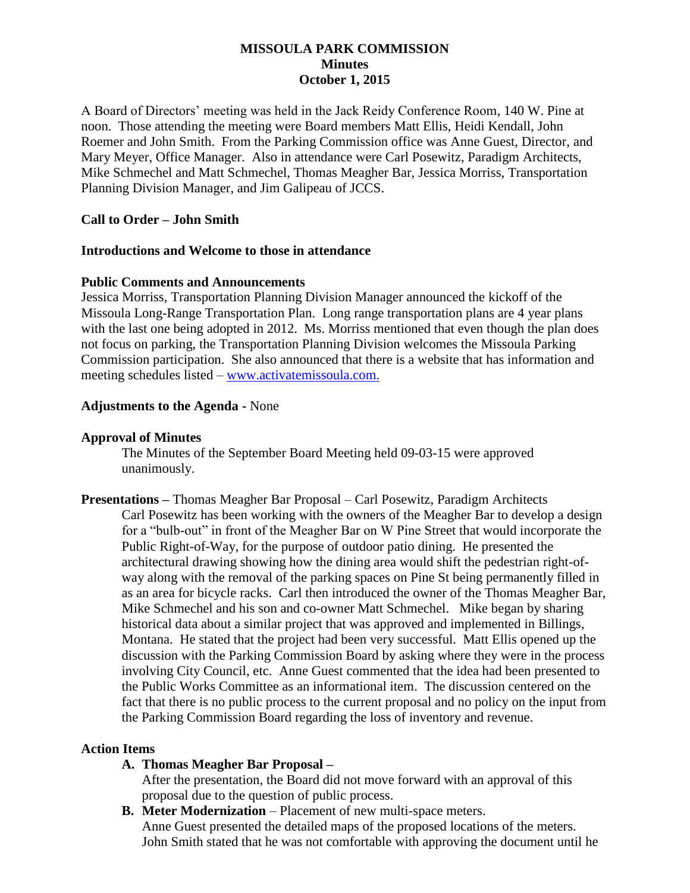# MISSOULA PARK COMMISSION
## Minutes
## October 1, 2015

A Board of Directors' meeting was held in the Jack Reidy Conference Room, 140 W. Pine at noon. Those attending the meeting were Board members Matt Ellis, Heidi Kendall, John Roemer and John Smith. From the Parking Commission office was Anne Guest, Director, and Mary Meyer, Office Manager. Also in attendance were Carl Posewitz, Paradigm Architects, Mike Schmechel and Matt Schmechel, Thomas Meagher Bar, Jessica Morriss, Transportation Planning Division Manager, and Jim Galipeau of JCCS.

**Call to Order – John Smith**

**Introductions and Welcome to those in attendance**

**Public Comments and Announcements**

Jessica Morriss, Transportation Planning Division Manager announced the kickoff of the Missoula Long-Range Transportation Plan. Long range transportation plans are 4 year plans with the last one being adopted in 2012. Ms. Morriss mentioned that even though the plan does not focus on parking, the Transportation Planning Division welcomes the Missoula Parking Commission participation. She also announced that there is a website that has information and meeting schedules listed – www.activatemissoula.com.

**Adjustments to the Agenda -** None

**Approval of Minutes**

The Minutes of the September Board Meeting held 09-03-15 were approved unanimously.

**Presentations –** Thomas Meagher Bar Proposal – Carl Posewitz, Paradigm Architects

Carl Posewitz has been working with the owners of the Meagher Bar to develop a design for a "bulb-out" in front of the Meagher Bar on W Pine Street that would incorporate the Public Right-of-Way, for the purpose of outdoor patio dining. He presented the architectural drawing showing how the dining area would shift the pedestrian right-of-way along with the removal of the parking spaces on Pine St being permanently filled in as an area for bicycle racks. Carl then introduced the owner of the Thomas Meagher Bar, Mike Schmechel and his son and co-owner Matt Schmechel. Mike began by sharing historical data about a similar project that was approved and implemented in Billings, Montana. He stated that the project had been very successful. Matt Ellis opened up the discussion with the Parking Commission Board by asking where they were in the process involving City Council, etc. Anne Guest commented that the idea had been presented to the Public Works Committee as an informational item. The discussion centered on the fact that there is no public process to the current proposal and no policy on the input from the Parking Commission Board regarding the loss of inventory and revenue.

**Action Items**

**A. Thomas Meagher Bar Proposal –**

After the presentation, the Board did not move forward with an approval of this proposal due to the question of public process.

**B. Meter Modernization** – Placement of new multi-space meters.

Anne Guest presented the detailed maps of the proposed locations of the meters. John Smith stated that he was not comfortable with approving the document until he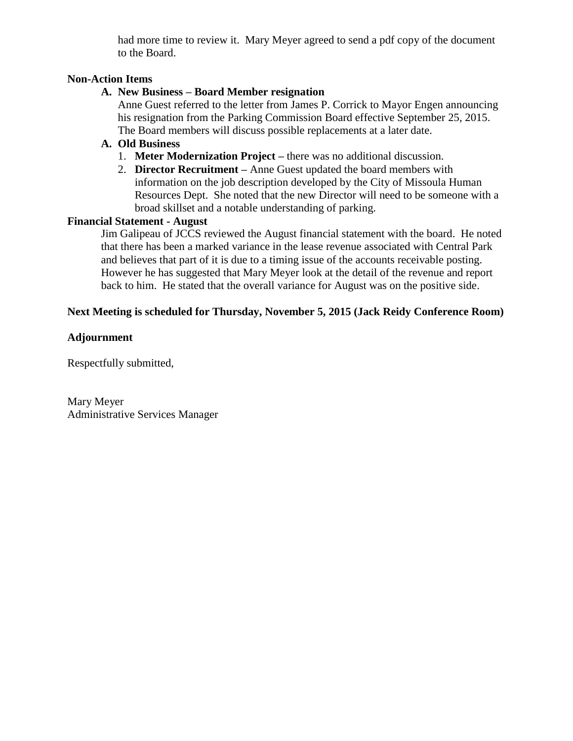had more time to review it. Mary Meyer agreed to send a pdf copy of the document to the Board.

**Non-Action Items**

**A. New Business – Board Member resignation**

Anne Guest referred to the letter from James P. Corrick to Mayor Engen announcing his resignation from the Parking Commission Board effective September 25, 2015. The Board members will discuss possible replacements at a later date.

**A. Old Business**

1. **Meter Modernization Project –** there was no additional discussion.
2. **Director Recruitment –** Anne Guest updated the board members with information on the job description developed by the City of Missoula Human Resources Dept. She noted that the new Director will need to be someone with a broad skillset and a notable understanding of parking.

**Financial Statement - August**

Jim Galipeau of JCCS reviewed the August financial statement with the board. He noted that there has been a marked variance in the lease revenue associated with Central Park and believes that part of it is due to a timing issue of the accounts receivable posting. However he has suggested that Mary Meyer look at the detail of the revenue and report back to him. He stated that the overall variance for August was on the positive side.

**Next Meeting is scheduled for Thursday, November 5, 2015 (Jack Reidy Conference Room)**

**Adjournment**

Respectfully submitted,

Mary Meyer
Administrative Services Manager